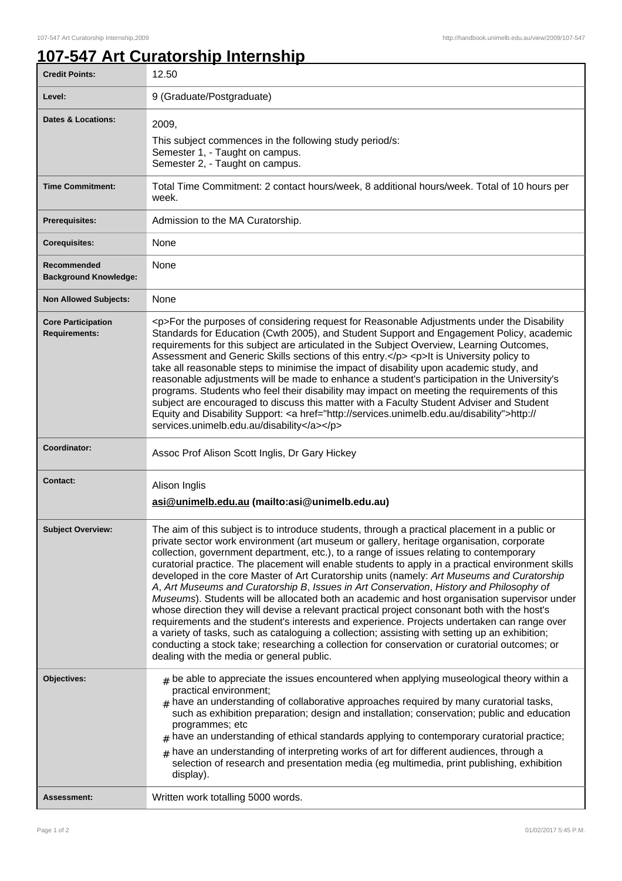# 107-547 Art Curatorship Internship

| | |
|---|---|
| **Credit Points:** | 12.50 |
| **Level:** | 9 (Graduate/Postgraduate) |
| **Dates & Locations:** | 2009,<br>This subject commences in the following study period/s:<br>Semester 1, - Taught on campus.<br>Semester 2, - Taught on campus. |
| **Time Commitment:** | Total Time Commitment: 2 contact hours/week, 8 additional hours/week. Total of 10 hours per week. |
| **Prerequisites:** | Admission to the MA Curatorship. |
| **Corequisites:** | None |
| **Recommended Background Knowledge:** | None |
| **Non Allowed Subjects:** | None |
| **Core Participation Requirements:** | <p>For the purposes of considering request for Reasonable Adjustments under the Disability Standards for Education (Cwth 2005), and Student Support and Engagement Policy, academic requirements for this subject are articulated in the Subject Overview, Learning Outcomes, Assessment and Generic Skills sections of this entry.</p> <p>It is University policy to take all reasonable steps to minimise the impact of disability upon academic study, and reasonable adjustments will be made to enhance a student's participation in the University's programs. Students who feel their disability may impact on meeting the requirements of this subject are encouraged to discuss this matter with a Faculty Student Adviser and Student Equity and Disability Support: <a href="http://services.unimelb.edu.au/disability">http://services.unimelb.edu.au/disability</a></p> |
| **Coordinator:** | Assoc Prof Alison Scott Inglis, Dr Gary Hickey |
| **Contact:** | Alison Inglis<br>**asi@unimelb.edu.au (mailto:asi@unimelb.edu.au)** |
| **Subject Overview:** | The aim of this subject is to introduce students, through a practical placement in a public or private sector work environment (art museum or gallery, heritage organisation, corporate collection, government department, etc.), to a range of issues relating to contemporary curatorial practice. The placement will enable students to apply in a practical environment skills developed in the core Master of Art Curatorship units (namely: *Art Museums and Curatorship A*, *Art Museums and Curatorship B*, *Issues in Art Conservation*, *History and Philosophy of Museums*). Students will be allocated both an academic and host organisation supervisor under whose direction they will devise a relevant practical project consonant both with the host's requirements and the student's interests and experience. Projects undertaken can range over a variety of tasks, such as cataloguing a collection; assisting with setting up an exhibition; conducting a stock take; researching a collection for conservation or curatorial outcomes; or dealing with the media or general public. |
| **Objectives:** | # be able to appreciate the issues encountered when applying museological theory within a practical environment;<br># have an understanding of collaborative approaches required by many curatorial tasks, such as exhibition preparation; design and installation; conservation; public and education programmes; etc<br># have an understanding of ethical standards applying to contemporary curatorial practice;<br># have an understanding of interpreting works of art for different audiences, through a selection of research and presentation media (eg multimedia, print publishing, exhibition display). |
| **Assessment:** | Written work totalling 5000 words. |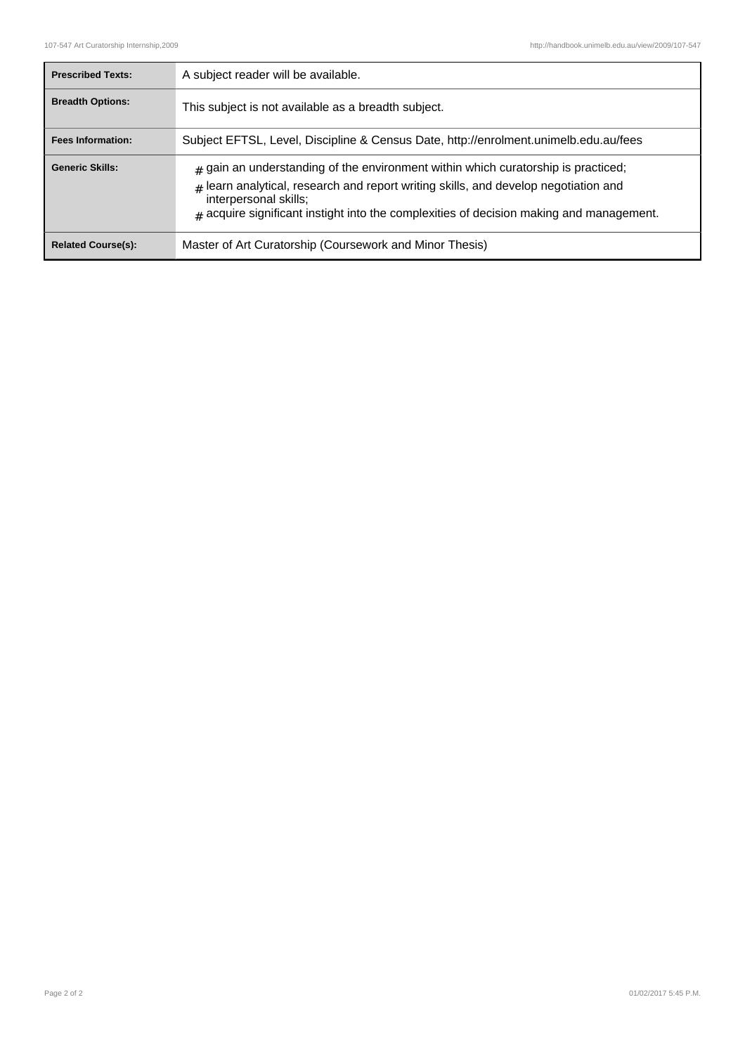| | |
|---|---|
| **Prescribed Texts:** | A subject reader will be available. |
| **Breadth Options:** | This subject is not available as a breadth subject. |
| **Fees Information:** | Subject EFTSL, Level, Discipline & Census Date, http://enrolment.unimelb.edu.au/fees |
| **Generic Skills:** | # gain an understanding of the environment within which curatorship is practiced;<br># learn analytical, research and report writing skills, and develop negotiation and interpersonal skills;<br># acquire significant instight into the complexities of decision making and management. |
| **Related Course(s):** | Master of Art Curatorship (Coursework and Minor Thesis) |